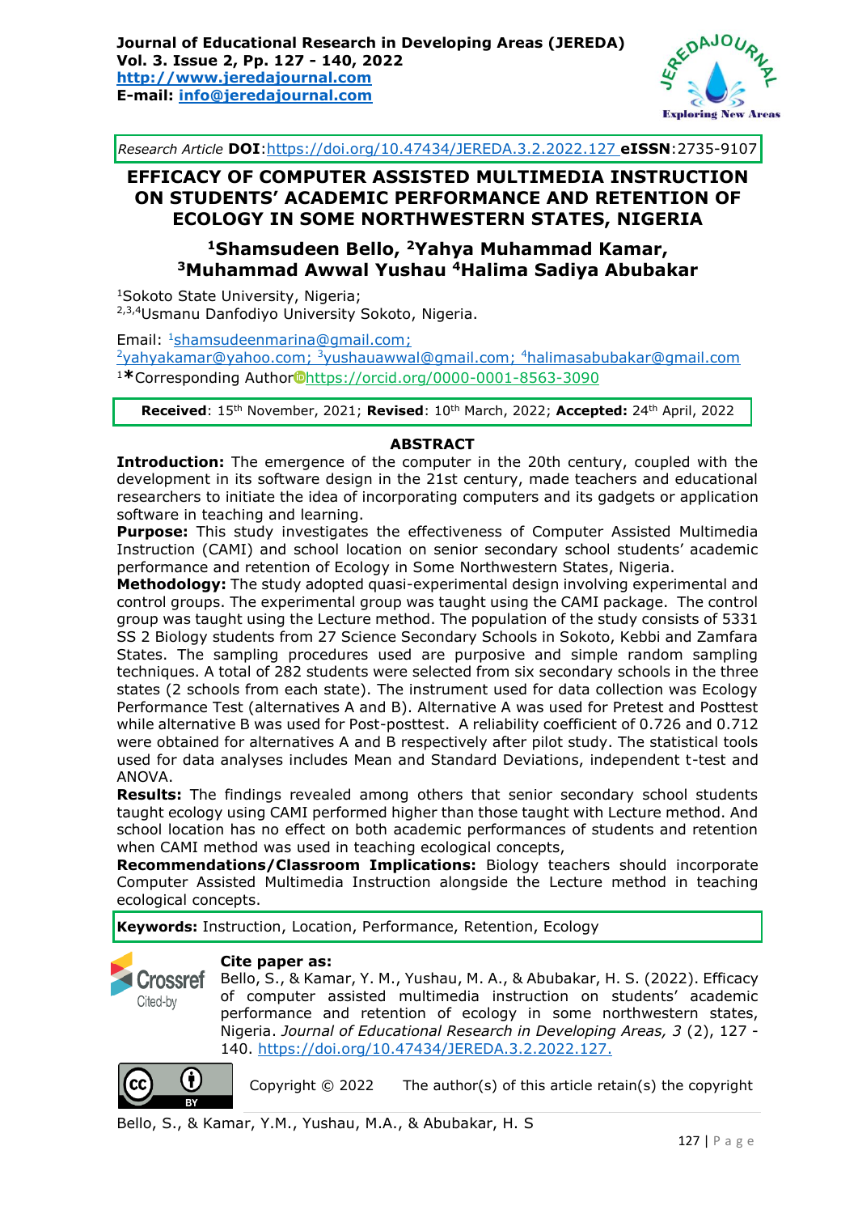*Research Article* **DOI**:https://doi.org/10.47434/JEREDA.3.2.2022.127 **eISSN**:2735-9107

# EFFICACY OF COMPUTER ASSISTED MULTIMEDIA INSTRUCTION ON STUDENTS' ACADEMIC PERFORMANCE AND RETENTION OF ECOLOGY IN SOME NORTHWESTERN STATES, NIGERIA

**[1]Shamsudeen Bello, [2]Yahya Muhammad Kamar, [3]Muhammad Awwal Yushau [4]Halima Sadiya Abubakar**

[1]Sokoto State University, Nigeria;
[2,3,4]Usmanu Danfodiyo University Sokoto, Nigeria.

Email: [1]shamsudeenmarina@gmail.com; [2]yahyakamar@yahoo.com; [3]yushauawwal@gmail.com; [4]halimasabubakar@gmail.com
[1]*Corresponding Author https://orcid.org/0000-0001-8563-3090

**Received**: 15th November, 2021; **Revised**: 10th March, 2022; **Accepted:** 24th April, 2022

## ABSTRACT

**Introduction:** The emergence of the computer in the 20th century, coupled with the development in its software design in the 21st century, made teachers and educational researchers to initiate the idea of incorporating computers and its gadgets or application software in teaching and learning.

**Purpose:** This study investigates the effectiveness of Computer Assisted Multimedia Instruction (CAMI) and school location on senior secondary school students' academic performance and retention of Ecology in Some Northwestern States, Nigeria.

**Methodology:** The study adopted quasi-experimental design involving experimental and control groups. The experimental group was taught using the CAMI package. The control group was taught using the Lecture method. The population of the study consists of 5331 SS 2 Biology students from 27 Science Secondary Schools in Sokoto, Kebbi and Zamfara States. The sampling procedures used are purposive and simple random sampling techniques. A total of 282 students were selected from six secondary schools in the three states (2 schools from each state). The instrument used for data collection was Ecology Performance Test (alternatives A and B). Alternative A was used for Pretest and Posttest while alternative B was used for Post-posttest. A reliability coefficient of 0.726 and 0.712 were obtained for alternatives A and B respectively after pilot study. The statistical tools used for data analyses includes Mean and Standard Deviations, independent t-test and ANOVA.

**Results:** The findings revealed among others that senior secondary school students taught ecology using CAMI performed higher than those taught with Lecture method. And school location has no effect on both academic performances of students and retention when CAMI method was used in teaching ecological concepts,

**Recommendations/Classroom Implications:** Biology teachers should incorporate Computer Assisted Multimedia Instruction alongside the Lecture method in teaching ecological concepts.

**Keywords:** Instruction, Location, Performance, Retention, Ecology

**Cite paper as:**
Bello, S., & Kamar, Y. M., Yushau, M. A., & Abubakar, H. S. (2022). Efficacy of computer assisted multimedia instruction on students' academic performance and retention of ecology in some northwestern states, Nigeria. *Journal of Educational Research in Developing Areas, 3* (2), 127 - 140. https://doi.org/10.47434/JEREDA.3.2.2022.127.

Copyright © 2022 The author(s) of this article retain(s) the copyright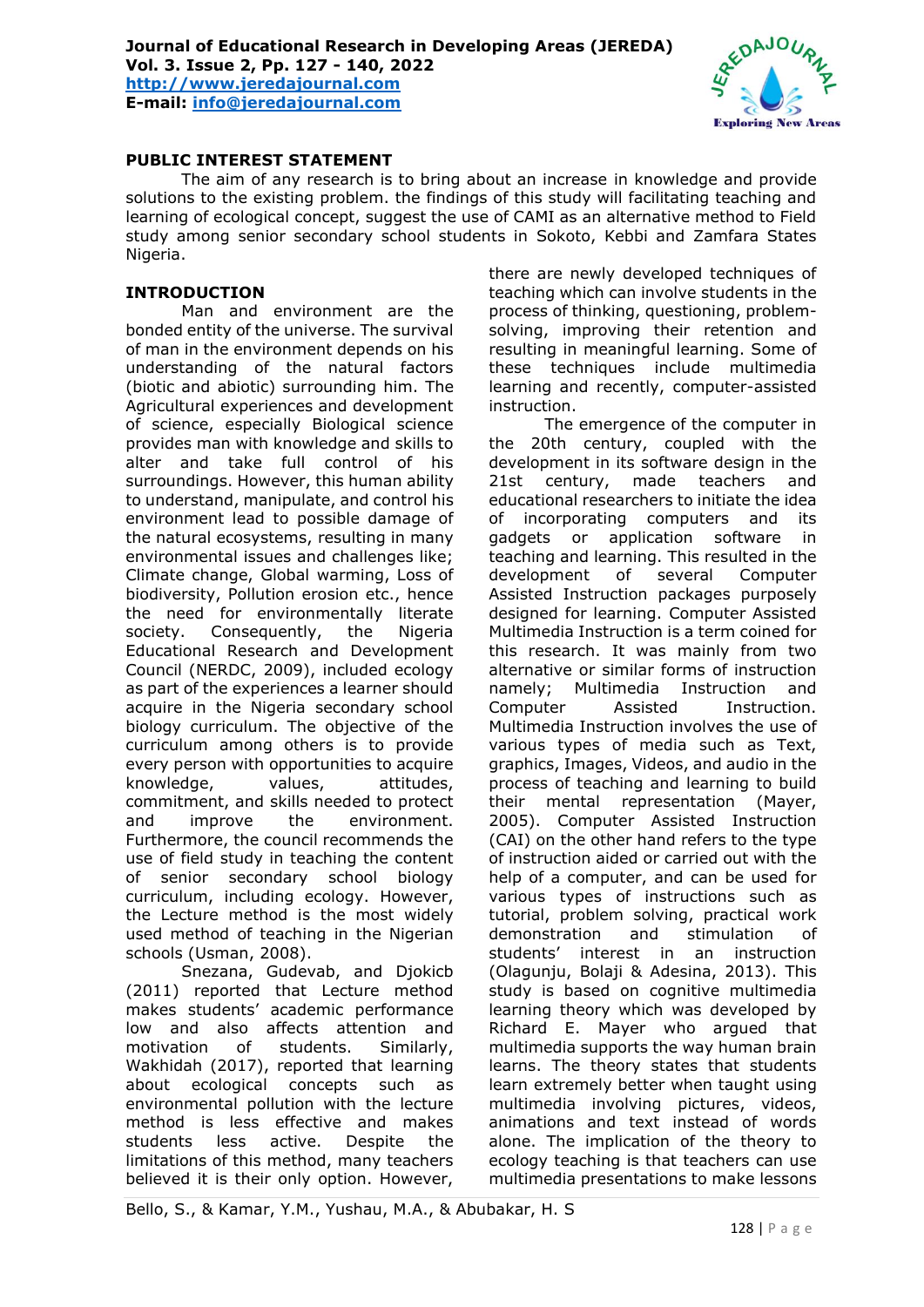## PUBLIC INTEREST STATEMENT

The aim of any research is to bring about an increase in knowledge and provide solutions to the existing problem. the findings of this study will facilitating teaching and learning of ecological concept, suggest the use of CAMI as an alternative method to Field study among senior secondary school students in Sokoto, Kebbi and Zamfara States Nigeria.

## INTRODUCTION

Man and environment are the bonded entity of the universe. The survival of man in the environment depends on his understanding of the natural factors (biotic and abiotic) surrounding him. The Agricultural experiences and development of science, especially Biological science provides man with knowledge and skills to alter and take full control of his surroundings. However, this human ability to understand, manipulate, and control his environment lead to possible damage of the natural ecosystems, resulting in many environmental issues and challenges like; Climate change, Global warming, Loss of biodiversity, Pollution erosion etc., hence the need for environmentally literate society. Consequently, the Nigeria Educational Research and Development Council (NERDC, 2009), included ecology as part of the experiences a learner should acquire in the Nigeria secondary school biology curriculum. The objective of the curriculum among others is to provide every person with opportunities to acquire knowledge, values, attitudes, commitment, and skills needed to protect and improve the environment. Furthermore, the council recommends the use of field study in teaching the content of senior secondary school biology curriculum, including ecology. However, the Lecture method is the most widely used method of teaching in the Nigerian schools (Usman, 2008).

Snezana, Gudevab, and Djokicb (2011) reported that Lecture method makes students' academic performance low and also affects attention and motivation of students. Similarly, Wakhidah (2017), reported that learning about ecological concepts such as environmental pollution with the lecture method is less effective and makes students less active. Despite the limitations of this method, many teachers believed it is their only option. However, there are newly developed techniques of teaching which can involve students in the process of thinking, questioning, problem-solving, improving their retention and resulting in meaningful learning. Some of these techniques include multimedia learning and recently, computer-assisted instruction.

The emergence of the computer in the 20th century, coupled with the development in its software design in the 21st century, made teachers and educational researchers to initiate the idea of incorporating computers and its gadgets or application software in teaching and learning. This resulted in the development of several Computer Assisted Instruction packages purposely designed for learning. Computer Assisted Multimedia Instruction is a term coined for this research. It was mainly from two alternative or similar forms of instruction namely; Multimedia Instruction and Computer Assisted Instruction. Multimedia Instruction involves the use of various types of media such as Text, graphics, Images, Videos, and audio in the process of teaching and learning to build their mental representation (Mayer, 2005). Computer Assisted Instruction (CAI) on the other hand refers to the type of instruction aided or carried out with the help of a computer, and can be used for various types of instructions such as tutorial, problem solving, practical work demonstration and stimulation of students' interest in an instruction (Olagunju, Bolaji & Adesina, 2013). This study is based on cognitive multimedia learning theory which was developed by Richard E. Mayer who argued that multimedia supports the way human brain learns. The theory states that students learn extremely better when taught using multimedia involving pictures, videos, animations and text instead of words alone. The implication of the theory to ecology teaching is that teachers can use multimedia presentations to make lessons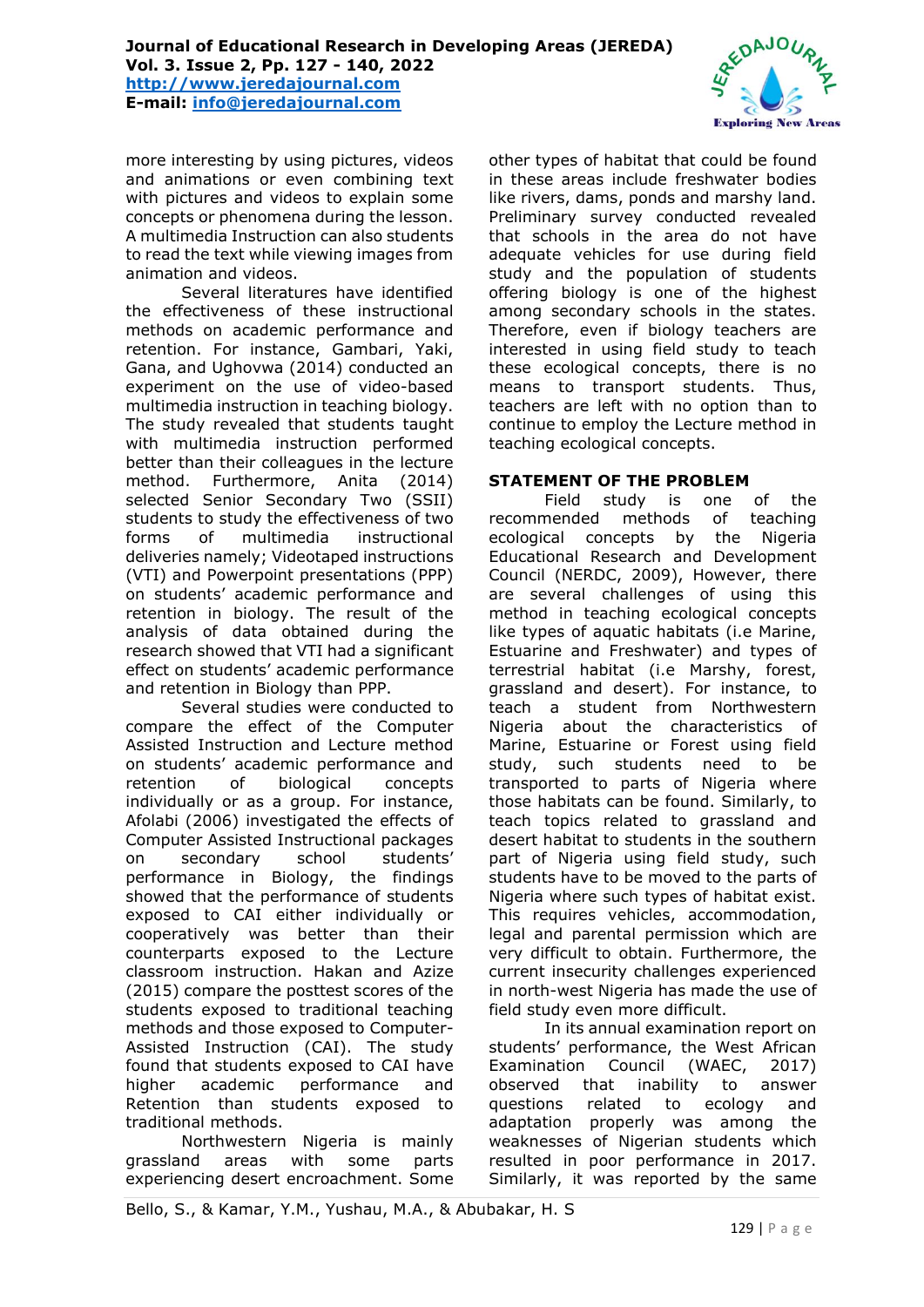more interesting by using pictures, videos and animations or even combining text with pictures and videos to explain some concepts or phenomena during the lesson. A multimedia Instruction can also students to read the text while viewing images from animation and videos.

Several literatures have identified the effectiveness of these instructional methods on academic performance and retention. For instance, Gambari, Yaki, Gana, and Ughovwa (2014) conducted an experiment on the use of video-based multimedia instruction in teaching biology. The study revealed that students taught with multimedia instruction performed better than their colleagues in the lecture method. Furthermore, Anita (2014) selected Senior Secondary Two (SSII) students to study the effectiveness of two forms of multimedia instructional deliveries namely; Videotaped instructions (VTI) and Powerpoint presentations (PPP) on students' academic performance and retention in biology. The result of the analysis of data obtained during the research showed that VTI had a significant effect on students' academic performance and retention in Biology than PPP.

Several studies were conducted to compare the effect of the Computer Assisted Instruction and Lecture method on students' academic performance and retention of biological concepts individually or as a group. For instance, Afolabi (2006) investigated the effects of Computer Assisted Instructional packages on secondary school students' performance in Biology, the findings showed that the performance of students exposed to CAI either individually or cooperatively was better than their counterparts exposed to the Lecture classroom instruction. Hakan and Azize (2015) compare the posttest scores of the students exposed to traditional teaching methods and those exposed to Computer-Assisted Instruction (CAI). The study found that students exposed to CAI have higher academic performance and Retention than students exposed to traditional methods.

Northwestern Nigeria is mainly grassland areas with some parts experiencing desert encroachment. Some other types of habitat that could be found in these areas include freshwater bodies like rivers, dams, ponds and marshy land. Preliminary survey conducted revealed that schools in the area do not have adequate vehicles for use during field study and the population of students offering biology is one of the highest among secondary schools in the states. Therefore, even if biology teachers are interested in using field study to teach these ecological concepts, there is no means to transport students. Thus, teachers are left with no option than to continue to employ the Lecture method in teaching ecological concepts.

## STATEMENT OF THE PROBLEM

Field study is one of the recommended methods of teaching ecological concepts by the Nigeria Educational Research and Development Council (NERDC, 2009), However, there are several challenges of using this method in teaching ecological concepts like types of aquatic habitats (i.e Marine, Estuarine and Freshwater) and types of terrestrial habitat (i.e Marshy, forest, grassland and desert). For instance, to teach a student from Northwestern Nigeria about the characteristics of Marine, Estuarine or Forest using field study, such students need to be transported to parts of Nigeria where those habitats can be found. Similarly, to teach topics related to grassland and desert habitat to students in the southern part of Nigeria using field study, such students have to be moved to the parts of Nigeria where such types of habitat exist. This requires vehicles, accommodation, legal and parental permission which are very difficult to obtain. Furthermore, the current insecurity challenges experienced in north-west Nigeria has made the use of field study even more difficult.

In its annual examination report on students' performance, the West African Examination Council (WAEC, 2017) observed that inability to answer questions related to ecology and adaptation properly was among the weaknesses of Nigerian students which resulted in poor performance in 2017. Similarly, it was reported by the same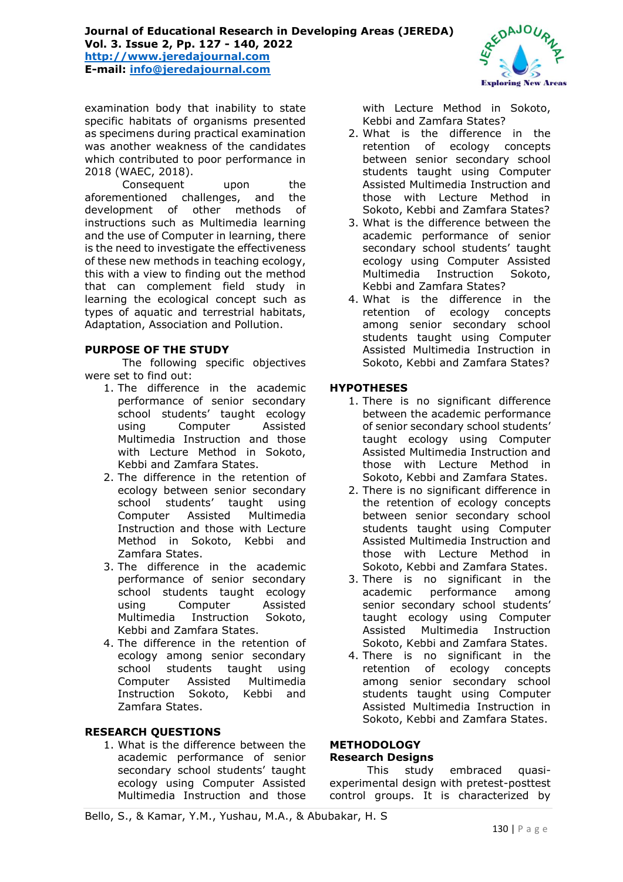examination body that inability to state specific habitats of organisms presented as specimens during practical examination was another weakness of the candidates which contributed to poor performance in 2018 (WAEC, 2018).

Consequent upon the aforementioned challenges, and the development of other methods of instructions such as Multimedia learning and the use of Computer in learning, there is the need to investigate the effectiveness of these new methods in teaching ecology, this with a view to finding out the method that can complement field study in learning the ecological concept such as types of aquatic and terrestrial habitats, Adaptation, Association and Pollution.

## PURPOSE OF THE STUDY

The following specific objectives were set to find out:

1. The difference in the academic performance of senior secondary school students' taught ecology using Computer Assisted Multimedia Instruction and those with Lecture Method in Sokoto, Kebbi and Zamfara States.
2. The difference in the retention of ecology between senior secondary school students' taught using Computer Assisted Multimedia Instruction and those with Lecture Method in Sokoto, Kebbi and Zamfara States.
3. The difference in the academic performance of senior secondary school students taught ecology using Computer Assisted Multimedia Instruction Sokoto, Kebbi and Zamfara States.
4. The difference in the retention of ecology among senior secondary school students taught using Computer Assisted Multimedia Instruction Sokoto, Kebbi and Zamfara States.

## RESEARCH QUESTIONS

1. What is the difference between the academic performance of senior secondary school students' taught ecology using Computer Assisted Multimedia Instruction and those with Lecture Method in Sokoto, Kebbi and Zamfara States?
2. What is the difference in the retention of ecology concepts between senior secondary school students taught using Computer Assisted Multimedia Instruction and those with Lecture Method in Sokoto, Kebbi and Zamfara States?
3. What is the difference between the academic performance of senior secondary school students' taught ecology using Computer Assisted Multimedia Instruction Sokoto, Kebbi and Zamfara States?
4. What is the difference in the retention of ecology concepts among senior secondary school students taught using Computer Assisted Multimedia Instruction in Sokoto, Kebbi and Zamfara States?

## HYPOTHESES

1. There is no significant difference between the academic performance of senior secondary school students' taught ecology using Computer Assisted Multimedia Instruction and those with Lecture Method in Sokoto, Kebbi and Zamfara States.
2. There is no significant difference in the retention of ecology concepts between senior secondary school students taught using Computer Assisted Multimedia Instruction and those with Lecture Method in Sokoto, Kebbi and Zamfara States.
3. There is no significant in the academic performance among senior secondary school students' taught ecology using Computer Assisted Multimedia Instruction Sokoto, Kebbi and Zamfara States.
4. There is no significant in the retention of ecology concepts among senior secondary school students taught using Computer Assisted Multimedia Instruction in Sokoto, Kebbi and Zamfara States.

## METHODOLOGY

### Research Designs

This study embraced quasi-experimental design with pretest-posttest control groups. It is characterized by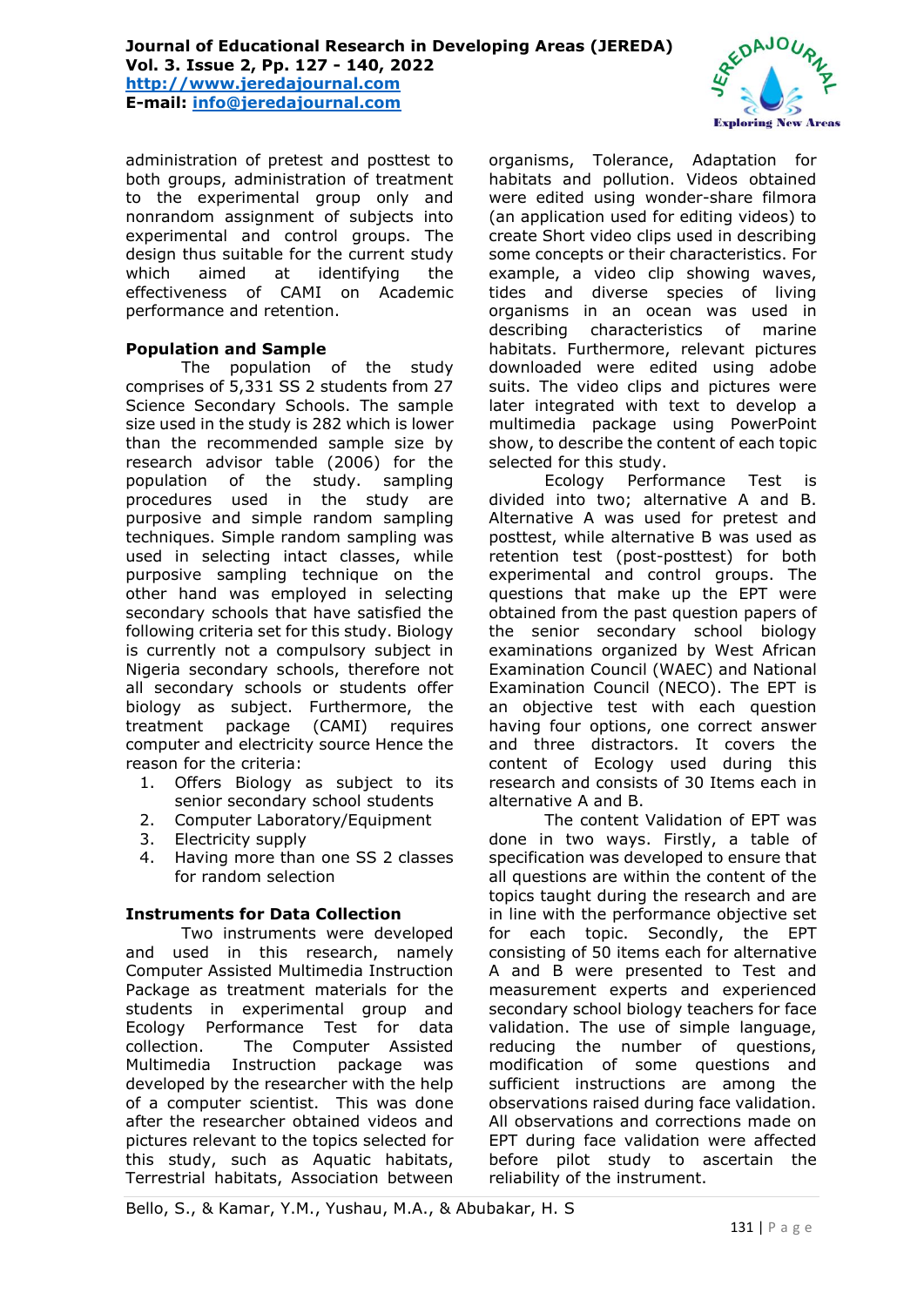administration of pretest and posttest to both groups, administration of treatment to the experimental group only and nonrandom assignment of subjects into experimental and control groups. The design thus suitable for the current study which aimed at identifying the effectiveness of CAMI on Academic performance and retention.

### Population and Sample

The population of the study comprises of 5,331 SS 2 students from 27 Science Secondary Schools. The sample size used in the study is 282 which is lower than the recommended sample size by research advisor table (2006) for the population of the study. sampling procedures used in the study are purposive and simple random sampling techniques. Simple random sampling was used in selecting intact classes, while purposive sampling technique on the other hand was employed in selecting secondary schools that have satisfied the following criteria set for this study. Biology is currently not a compulsory subject in Nigeria secondary schools, therefore not all secondary schools or students offer biology as subject. Furthermore, the treatment package (CAMI) requires computer and electricity source Hence the reason for the criteria:

1. Offers Biology as subject to its senior secondary school students
2. Computer Laboratory/Equipment
3. Electricity supply
4. Having more than one SS 2 classes for random selection

### Instruments for Data Collection

Two instruments were developed and used in this research, namely Computer Assisted Multimedia Instruction Package as treatment materials for the students in experimental group and Ecology Performance Test for data collection. The Computer Assisted Multimedia Instruction package was developed by the researcher with the help of a computer scientist. This was done after the researcher obtained videos and pictures relevant to the topics selected for this study, such as Aquatic habitats, Terrestrial habitats, Association between organisms, Tolerance, Adaptation for habitats and pollution. Videos obtained were edited using wonder-share filmora (an application used for editing videos) to create Short video clips used in describing some concepts or their characteristics. For example, a video clip showing waves, tides and diverse species of living organisms in an ocean was used in describing characteristics of marine habitats. Furthermore, relevant pictures downloaded were edited using adobe suits. The video clips and pictures were later integrated with text to develop a multimedia package using PowerPoint show, to describe the content of each topic selected for this study.

Ecology Performance Test is divided into two; alternative A and B. Alternative A was used for pretest and posttest, while alternative B was used as retention test (post-posttest) for both experimental and control groups. The questions that make up the EPT were obtained from the past question papers of the senior secondary school biology examinations organized by West African Examination Council (WAEC) and National Examination Council (NECO). The EPT is an objective test with each question having four options, one correct answer and three distractors. It covers the content of Ecology used during this research and consists of 30 Items each in alternative A and B.

The content Validation of EPT was done in two ways. Firstly, a table of specification was developed to ensure that all questions are within the content of the topics taught during the research and are in line with the performance objective set for each topic. Secondly, the EPT consisting of 50 items each for alternative A and B were presented to Test and measurement experts and experienced secondary school biology teachers for face validation. The use of simple language, reducing the number of questions, modification of some questions and sufficient instructions are among the observations raised during face validation. All observations and corrections made on EPT during face validation were affected before pilot study to ascertain the reliability of the instrument.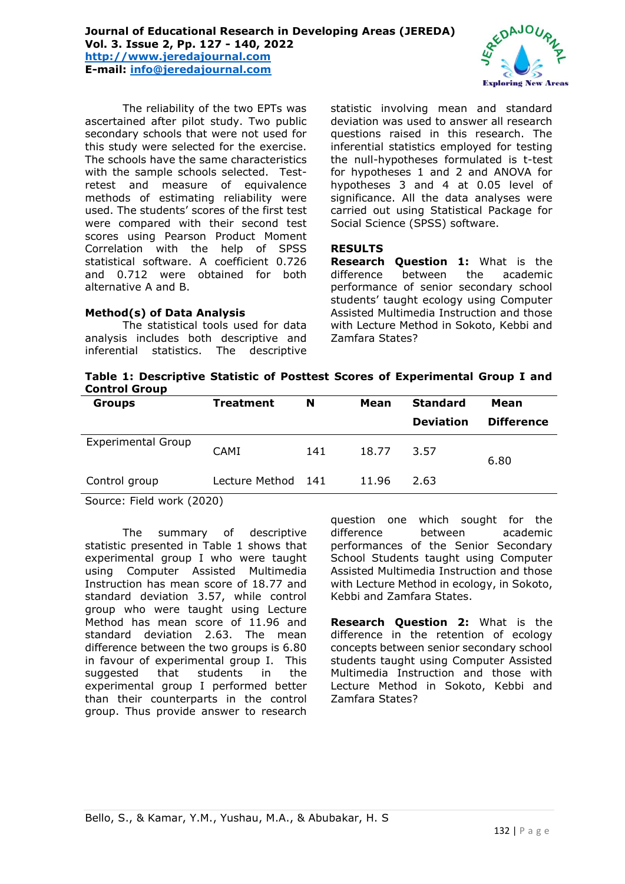The reliability of the two EPTs was ascertained after pilot study. Two public secondary schools that were not used for this study were selected for the exercise. The schools have the same characteristics with the sample schools selected. Test-retest and measure of equivalence methods of estimating reliability were used. The students' scores of the first test were compared with their second test scores using Pearson Product Moment Correlation with the help of SPSS statistical software. A coefficient 0.726 and 0.712 were obtained for both alternative A and B.

**Method(s) of Data Analysis**

The statistical tools used for data analysis includes both descriptive and inferential statistics. The descriptive statistic involving mean and standard deviation was used to answer all research questions raised in this research. The inferential statistics employed for testing the null-hypotheses formulated is t-test for hypotheses 1 and 2 and ANOVA for hypotheses 3 and 4 at 0.05 level of significance. All the data analyses were carried out using Statistical Package for Social Science (SPSS) software.

**RESULTS**

**Research Question 1:** What is the difference between the academic performance of senior secondary school students' taught ecology using Computer Assisted Multimedia Instruction and those with Lecture Method in Sokoto, Kebbi and Zamfara States?

**Table 1: Descriptive Statistic of Posttest Scores of Experimental Group I and Control Group**

| Groups | Treatment | N | Mean | Standard Deviation | Mean Difference |
|---|---|---|---|---|---|
| Experimental Group | CAMI | 141 | 18.77 | 3.57 | 6.80 |
| Control group | Lecture Method | 141 | 11.96 | 2.63 | |

Source: Field work (2020)

The summary of descriptive statistic presented in Table 1 shows that experimental group I who were taught using Computer Assisted Multimedia Instruction has mean score of 18.77 and standard deviation 3.57, while control group who were taught using Lecture Method has mean score of 11.96 and standard deviation 2.63. The mean difference between the two groups is 6.80 in favour of experimental group I. This suggested that students in the experimental group I performed better than their counterparts in the control group. Thus provide answer to research question one which sought for the difference between academic performances of the Senior Secondary School Students taught using Computer Assisted Multimedia Instruction and those with Lecture Method in ecology, in Sokoto, Kebbi and Zamfara States.

**Research Question 2:** What is the difference in the retention of ecology concepts between senior secondary school students taught using Computer Assisted Multimedia Instruction and those with Lecture Method in Sokoto, Kebbi and Zamfara States?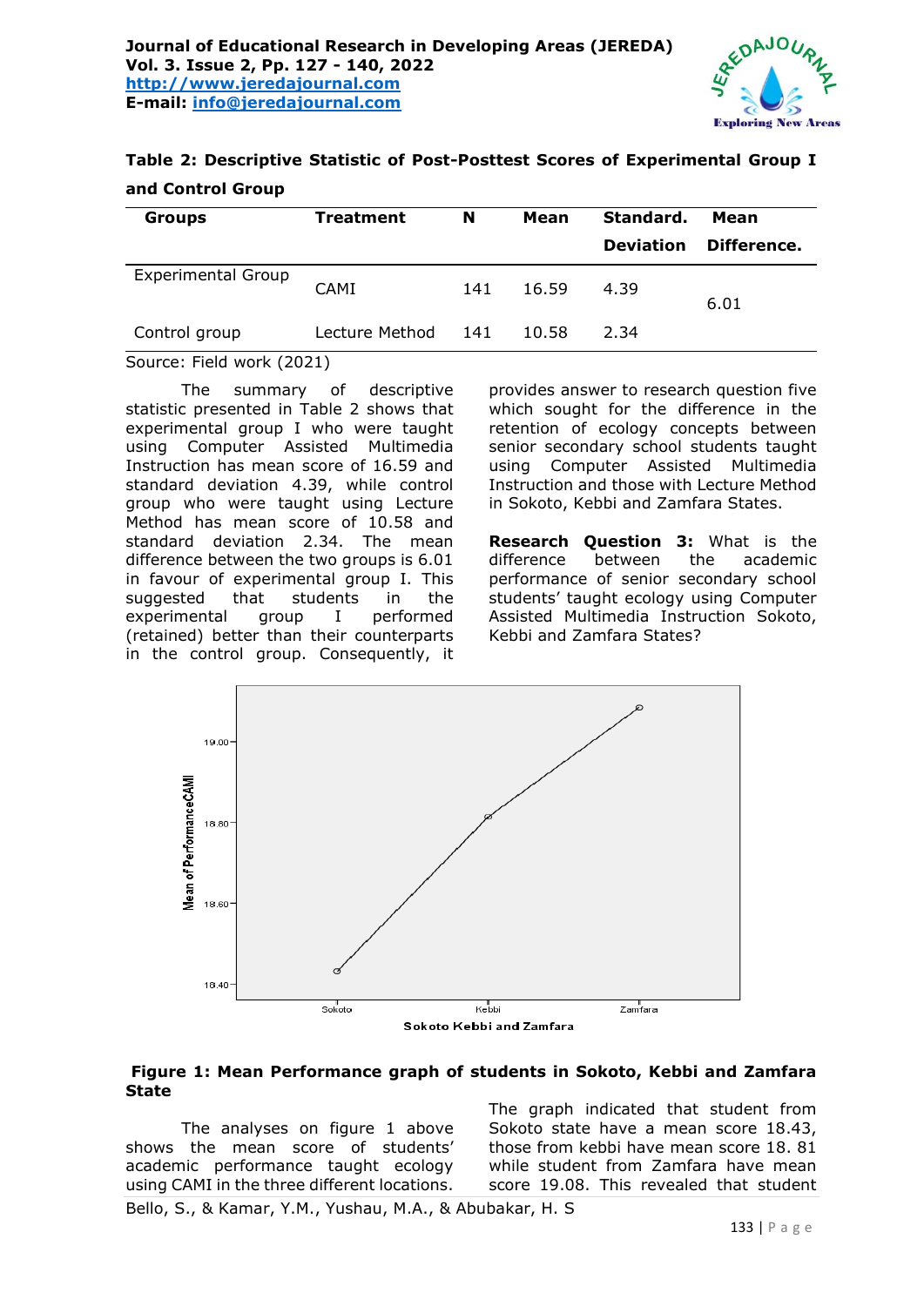**Table 2: Descriptive Statistic of Post-Posttest Scores of Experimental Group I and Control Group**

| Groups | Treatment | N | Mean | Standard. Deviation | Mean Difference. |
|---|---|---|---|---|---|
| Experimental Group | CAMI | 141 | 16.59 | 4.39 | 6.01 |
| Control group | Lecture Method | 141 | 10.58 | 2.34 | |

Source: Field work (2021)

The summary of descriptive statistic presented in Table 2 shows that experimental group I who were taught using Computer Assisted Multimedia Instruction has mean score of 16.59 and standard deviation 4.39, while control group who were taught using Lecture Method has mean score of 10.58 and standard deviation 2.34. The mean difference between the two groups is 6.01 in favour of experimental group I. This suggested that students in the experimental group I performed (retained) better than their counterparts in the control group. Consequently, it provides answer to research question five which sought for the difference in the retention of ecology concepts between senior secondary school students taught using Computer Assisted Multimedia Instruction and those with Lecture Method in Sokoto, Kebbi and Zamfara States.

**Research Question 3:** What is the difference between the academic performance of senior secondary school students' taught ecology using Computer Assisted Multimedia Instruction Sokoto, Kebbi and Zamfara States?

**Figure 1: Mean Performance graph of students in Sokoto, Kebbi and Zamfara State**

The analyses on figure 1 above shows the mean score of students' academic performance taught ecology using CAMI in the three different locations. The graph indicated that student from Sokoto state have a mean score 18.43, those from kebbi have mean score 18. 81 while student from Zamfara have mean score 19.08. This revealed that student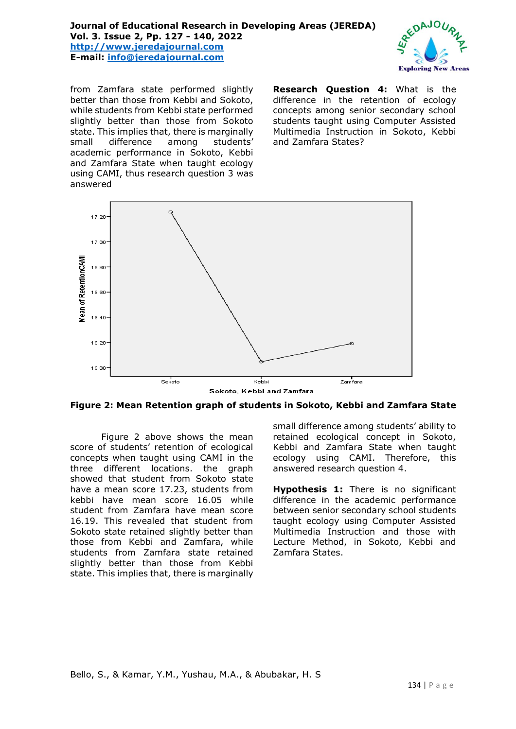from Zamfara state performed slightly better than those from Kebbi and Sokoto, while students from Kebbi state performed slightly better than those from Sokoto state. This implies that, there is marginally small difference among students' academic performance in Sokoto, Kebbi and Zamfara State when taught ecology using CAMI, thus research question 3 was answered

**Research Question 4:** What is the difference in the retention of ecology concepts among senior secondary school students taught using Computer Assisted Multimedia Instruction in Sokoto, Kebbi and Zamfara States?

**Figure 2: Mean Retention graph of students in Sokoto, Kebbi and Zamfara State**

Figure 2 above shows the mean score of students' retention of ecological concepts when taught using CAMI in the three different locations. the graph showed that student from Sokoto state have a mean score 17.23, students from kebbi have mean score 16.05 while student from Zamfara have mean score 16.19. This revealed that student from Sokoto state retained slightly better than those from Kebbi and Zamfara, while students from Zamfara state retained slightly better than those from Kebbi state. This implies that, there is marginally small difference among students' ability to retained ecological concept in Sokoto, Kebbi and Zamfara State when taught ecology using CAMI. Therefore, this answered research question 4.

**Hypothesis 1:** There is no significant difference in the academic performance between senior secondary school students taught ecology using Computer Assisted Multimedia Instruction and those with Lecture Method, in Sokoto, Kebbi and Zamfara States.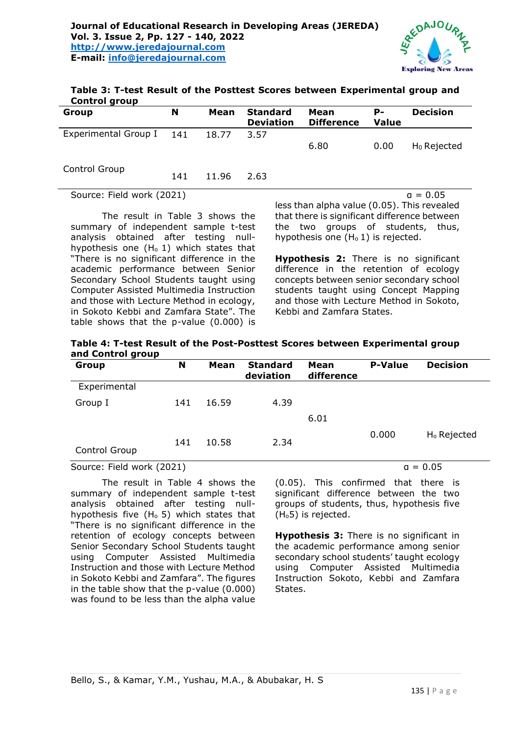**Table 3: T-test Result of the Posttest Scores between Experimental group and Control group**

| Group | N | Mean | Standard Deviation | Mean Difference | P-Value | Decision |
|---|---|---|---|---|---|---|
| Experimental Group I | 141 | 18.77 | 3.57 | 6.80 | 0.00 | $H_0$ Rejected |
| Control Group | 141 | 11.96 | 2.63 | | | |

Source: Field work (2021) $\alpha = 0.05$

The result in Table 3 shows the summary of independent sample t-test analysis obtained after testing null-hypothesis one ($H_o$ 1) which states that "There is no significant difference in the academic performance between Senior Secondary School Students taught using Computer Assisted Multimedia Instruction and those with Lecture Method in ecology, in Sokoto Kebbi and Zamfara State". The table shows that the p-value (0.000) is less than alpha value (0.05). This revealed that there is significant difference between the two groups of students, thus, hypothesis one ($H_o$ 1) is rejected.

**Hypothesis 2:** There is no significant difference in the retention of ecology concepts between senior secondary school students taught using Concept Mapping and those with Lecture Method in Sokoto, Kebbi and Zamfara States.

**Table 4: T-test Result of the Post-Posttest Scores between Experimental group and Control group**

| Group | N | Mean | Standard deviation | Mean difference | P-Value | Decision |
|---|---|---|---|---|---|---|
| Experimental Group I | 141 | 16.59 | 4.39 | 6.01 | 0.000 | $H_o$ Rejected |
| Control Group | 141 | 10.58 | 2.34 | | | |

Source: Field work (2021) $\alpha = 0.05$

The result in Table 4 shows the summary of independent sample t-test analysis obtained after testing null-hypothesis five ($H_o$ 5) which states that "There is no significant difference in the retention of ecology concepts between Senior Secondary School Students taught using Computer Assisted Multimedia Instruction and those with Lecture Method in Sokoto Kebbi and Zamfara". The figures in the table show that the p-value (0.000) was found to be less than the alpha value (0.05). This confirmed that there is significant difference between the two groups of students, thus, hypothesis five ($H_o$5) is rejected.

**Hypothesis 3:** There is no significant in the academic performance among senior secondary school students' taught ecology using Computer Assisted Multimedia Instruction Sokoto, Kebbi and Zamfara States.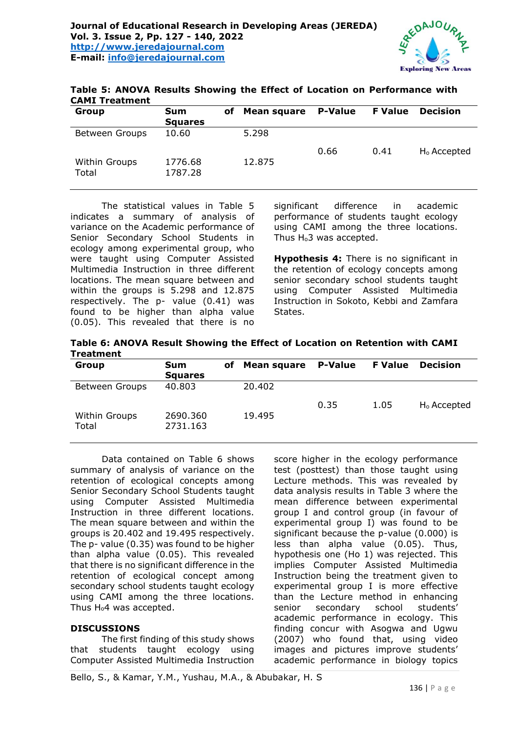**Table 5: ANOVA Results Showing the Effect of Location on Performance with CAMI Treatment**

| Group | Sum of Squares | Mean square | P-Value | F Value | Decision |
|---|---|---|---|---|---|
| Between Groups | 10.60 | 5.298 | | | |
| | | | 0.66 | 0.41 | $H_o$ Accepted |
| Within Groups | 1776.68 | 12.875 | | | |
| Total | 1787.28 | | | | |

The statistical values in Table 5 indicates a summary of analysis of variance on the Academic performance of Senior Secondary School Students in ecology among experimental group, who were taught using Computer Assisted Multimedia Instruction in three different locations. The mean square between and within the groups is 5.298 and 12.875 respectively. The p- value (0.41) was found to be higher than alpha value (0.05). This revealed that there is no significant difference in academic performance of students taught ecology using CAMI among the three locations. Thus $H_o3$ was accepted.

**Hypothesis 4:** There is no significant in the retention of ecology concepts among senior secondary school students taught using Computer Assisted Multimedia Instruction in Sokoto, Kebbi and Zamfara States.

**Table 6: ANOVA Result Showing the Effect of Location on Retention with CAMI Treatment**

| Group | Sum of Squares | Mean square | P-Value | F Value | Decision |
|---|---|---|---|---|---|
| Between Groups | 40.803 | 20.402 | | | |
| | | | 0.35 | 1.05 | $H_o$ Accepted |
| Within Groups | 2690.360 | 19.495 | | | |
| Total | 2731.163 | | | | |

Data contained on Table 6 shows summary of analysis of variance on the retention of ecological concepts among Senior Secondary School Students taught using Computer Assisted Multimedia Instruction in three different locations. The mean square between and within the groups is 20.402 and 19.495 respectively. The p- value (0.35) was found to be higher than alpha value (0.05). This revealed that there is no significant difference in the retention of ecological concept among secondary school students taught ecology using CAMI among the three locations. Thus $H_o4$ was accepted.

## DISCUSSIONS

The first finding of this study shows that students taught ecology using Computer Assisted Multimedia Instruction score higher in the ecology performance test (posttest) than those taught using Lecture methods. This was revealed by data analysis results in Table 3 where the mean difference between experimental group I and control group (in favour of experimental group I) was found to be significant because the p-value (0.000) is less than alpha value (0.05). Thus, hypothesis one (Ho 1) was rejected. This implies Computer Assisted Multimedia Instruction being the treatment given to experimental group I is more effective than the Lecture method in enhancing senior secondary school students' academic performance in ecology. This finding concur with Asogwa and Ugwu (2007) who found that, using video images and pictures improve students' academic performance in biology topics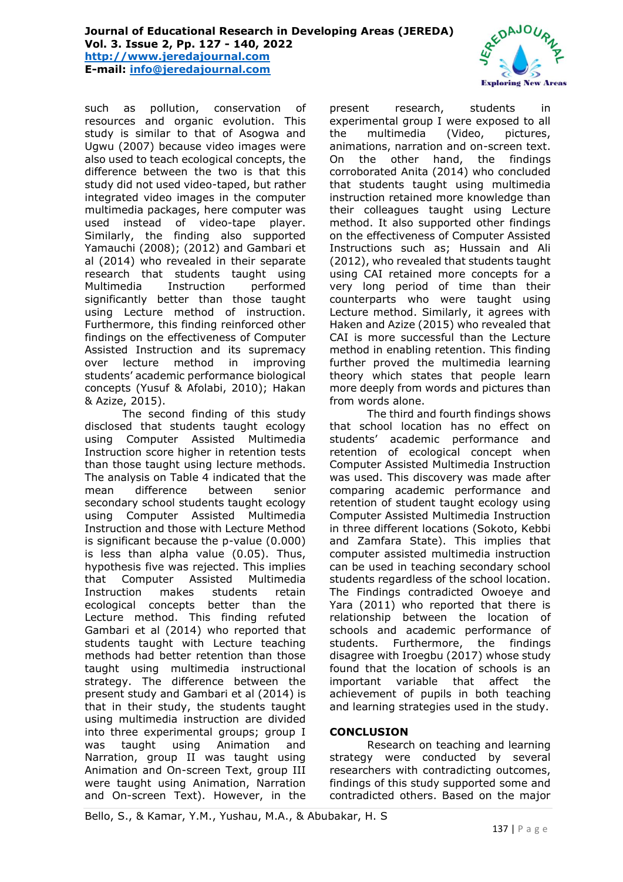such as pollution, conservation of resources and organic evolution. This study is similar to that of Asogwa and Ugwu (2007) because video images were also used to teach ecological concepts, the difference between the two is that this study did not used video-taped, but rather integrated video images in the computer multimedia packages, here computer was used instead of video-tape player. Similarly, the finding also supported Yamauchi (2008); (2012) and Gambari et al (2014) who revealed in their separate research that students taught using Multimedia Instruction performed significantly better than those taught using Lecture method of instruction. Furthermore, this finding reinforced other findings on the effectiveness of Computer Assisted Instruction and its supremacy over lecture method in improving students' academic performance biological concepts (Yusuf & Afolabi, 2010); Hakan & Azize, 2015).

The second finding of this study disclosed that students taught ecology using Computer Assisted Multimedia Instruction score higher in retention tests than those taught using lecture methods. The analysis on Table 4 indicated that the mean difference between senior secondary school students taught ecology using Computer Assisted Multimedia Instruction and those with Lecture Method is significant because the p-value (0.000) is less than alpha value (0.05). Thus, hypothesis five was rejected. This implies that Computer Assisted Multimedia Instruction makes students retain ecological concepts better than the Lecture method. This finding refuted Gambari et al (2014) who reported that students taught with Lecture teaching methods had better retention than those taught using multimedia instructional strategy. The difference between the present study and Gambari et al (2014) is that in their study, the students taught using multimedia instruction are divided into three experimental groups; group I was taught using Animation and Narration, group II was taught using Animation and On-screen Text, group III were taught using Animation, Narration and On-screen Text). However, in the present research, students in experimental group I were exposed to all the multimedia (Video, pictures, animations, narration and on-screen text. On the other hand, the findings corroborated Anita (2014) who concluded that students taught using multimedia instruction retained more knowledge than their colleagues taught using Lecture method. It also supported other findings on the effectiveness of Computer Assisted Instructions such as; Hussain and Ali (2012), who revealed that students taught using CAI retained more concepts for a very long period of time than their counterparts who were taught using Lecture method. Similarly, it agrees with Haken and Azize (2015) who revealed that CAI is more successful than the Lecture method in enabling retention. This finding further proved the multimedia learning theory which states that people learn more deeply from words and pictures than from words alone.

The third and fourth findings shows that school location has no effect on students' academic performance and retention of ecological concept when Computer Assisted Multimedia Instruction was used. This discovery was made after comparing academic performance and retention of student taught ecology using Computer Assisted Multimedia Instruction in three different locations (Sokoto, Kebbi and Zamfara State). This implies that computer assisted multimedia instruction can be used in teaching secondary school students regardless of the school location. The Findings contradicted Owoeye and Yara (2011) who reported that there is relationship between the location of schools and academic performance of students. Furthermore, the findings disagree with Iroegbu (2017) whose study found that the location of schools is an important variable that affect the achievement of pupils in both teaching and learning strategies used in the study.

## CONCLUSION

Research on teaching and learning strategy were conducted by several researchers with contradicting outcomes, findings of this study supported some and contradicted others. Based on the major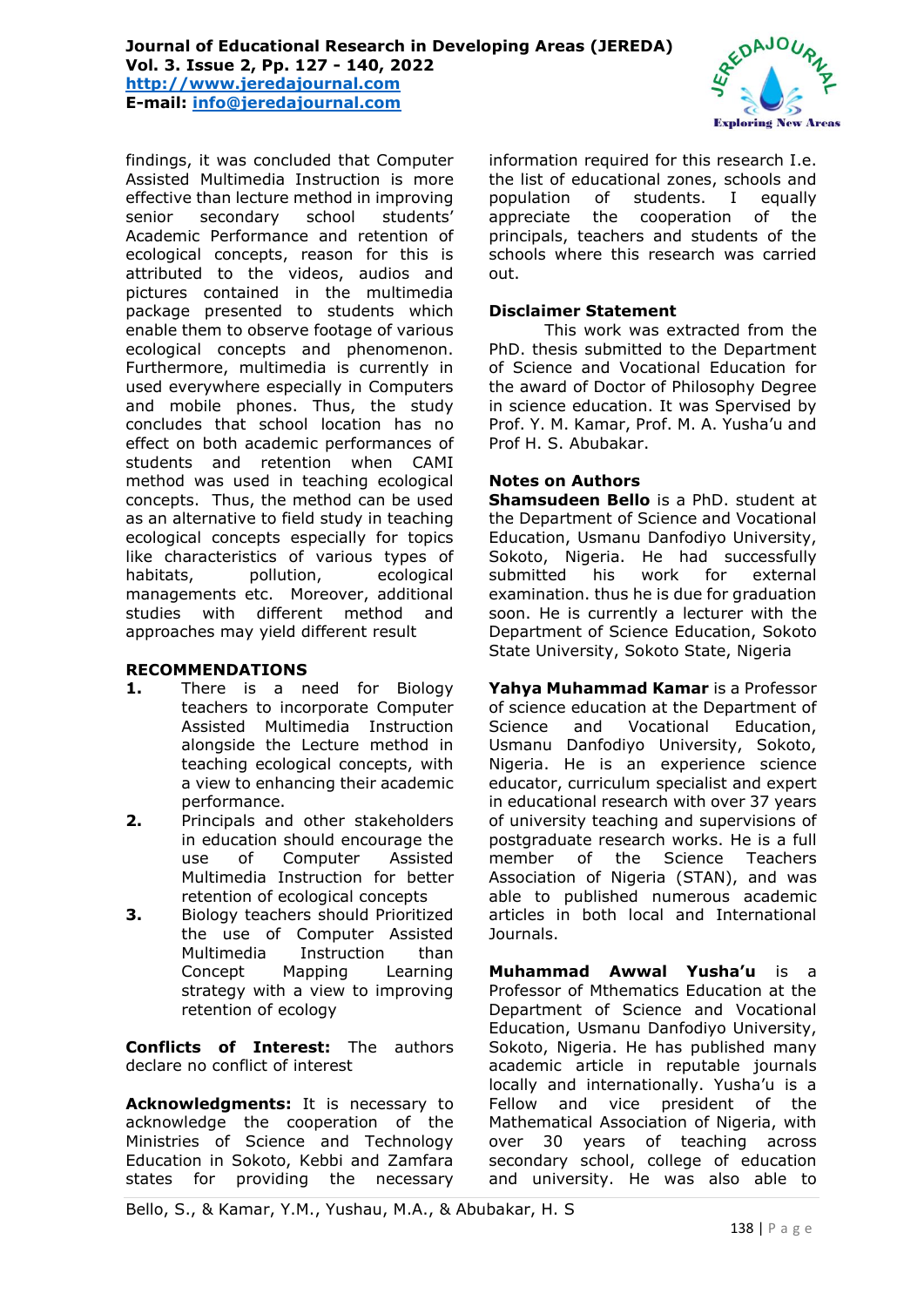findings, it was concluded that Computer Assisted Multimedia Instruction is more effective than lecture method in improving senior secondary school students' Academic Performance and retention of ecological concepts, reason for this is attributed to the videos, audios and pictures contained in the multimedia package presented to students which enable them to observe footage of various ecological concepts and phenomenon. Furthermore, multimedia is currently in used everywhere especially in Computers and mobile phones. Thus, the study concludes that school location has no effect on both academic performances of students and retention when CAMI method was used in teaching ecological concepts. Thus, the method can be used as an alternative to field study in teaching ecological concepts especially for topics like characteristics of various types of habitats, pollution, ecological managements etc. Moreover, additional studies with different method and approaches may yield different result

## RECOMMENDATIONS

1. There is a need for Biology teachers to incorporate Computer Assisted Multimedia Instruction alongside the Lecture method in teaching ecological concepts, with a view to enhancing their academic performance.
2. Principals and other stakeholders in education should encourage the use of Computer Assisted Multimedia Instruction for better retention of ecological concepts
3. Biology teachers should Prioritized the use of Computer Assisted Multimedia Instruction than Concept Mapping Learning strategy with a view to improving retention of ecology

**Conflicts of Interest:** The authors declare no conflict of interest

**Acknowledgments:** It is necessary to acknowledge the cooperation of the Ministries of Science and Technology Education in Sokoto, Kebbi and Zamfara states for providing the necessary information required for this research I.e. the list of educational zones, schools and population of students. I equally appreciate the cooperation of the principals, teachers and students of the schools where this research was carried out.

**Disclaimer Statement**

This work was extracted from the PhD. thesis submitted to the Department of Science and Vocational Education for the award of Doctor of Philosophy Degree in science education. It was Spervised by Prof. Y. M. Kamar, Prof. M. A. Yusha'u and Prof H. S. Abubakar.

**Notes on Authors**

**Shamsudeen Bello** is a PhD. student at the Department of Science and Vocational Education, Usmanu Danfodiyo University, Sokoto, Nigeria. He had successfully submitted his work for external examination. thus he is due for graduation soon. He is currently a lecturer with the Department of Science Education, Sokoto State University, Sokoto State, Nigeria

**Yahya Muhammad Kamar** is a Professor of science education at the Department of Science and Vocational Education, Usmanu Danfodiyo University, Sokoto, Nigeria. He is an experience science educator, curriculum specialist and expert in educational research with over 37 years of university teaching and supervisions of postgraduate research works. He is a full member of the Science Teachers Association of Nigeria (STAN), and was able to published numerous academic articles in both local and International Journals.

**Muhammad Awwal Yusha'u** is a Professor of Mthematics Education at the Department of Science and Vocational Education, Usmanu Danfodiyo University, Sokoto, Nigeria. He has published many academic article in reputable journals locally and internationally. Yusha'u is a Fellow and vice president of the Mathematical Association of Nigeria, with over 30 years of teaching across secondary school, college of education and university. He was also able to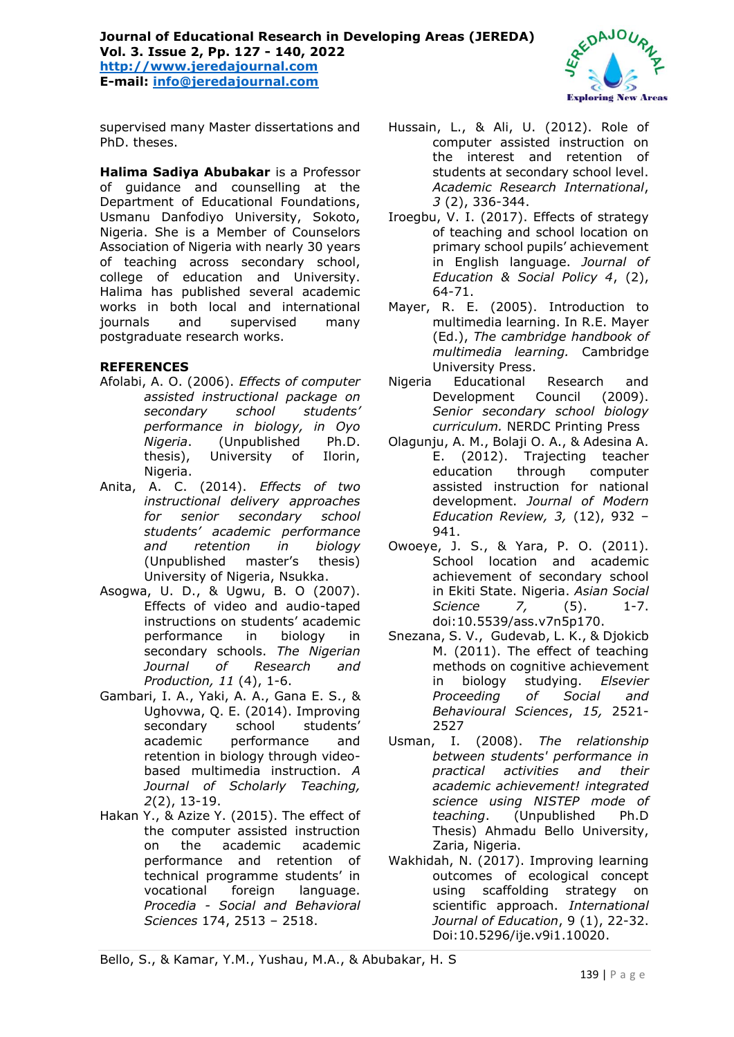supervised many Master dissertations and PhD. theses.

**Halima Sadiya Abubakar** is a Professor of guidance and counselling at the Department of Educational Foundations, Usmanu Danfodiyo University, Sokoto, Nigeria. She is a Member of Counselors Association of Nigeria with nearly 30 years of teaching across secondary school, college of education and University. Halima has published several academic works in both local and international journals and supervised many postgraduate research works.

**REFERENCES**

Afolabi, A. O. (2006). *Effects of computer assisted instructional package on secondary school students' performance in biology, in Oyo Nigeria*. (Unpublished Ph.D. thesis), University of Ilorin, Nigeria.

Anita, A. C. (2014). *Effects of two instructional delivery approaches for senior secondary school students' academic performance and retention in biology* (Unpublished master's thesis) University of Nigeria, Nsukka.

Asogwa, U. D., & Ugwu, B. O (2007). Effects of video and audio-taped instructions on students' academic performance in biology in secondary schools. *The Nigerian Journal of Research and Production, 11* (4), 1-6.

Gambari, I. A., Yaki, A. A., Gana E. S., & Ughovwa, Q. E. (2014). Improving secondary school students' academic performance and retention in biology through video-based multimedia instruction. *A Journal of Scholarly Teaching, 2*(2), 13-19.

Hakan Y., & Azize Y. (2015). The effect of the computer assisted instruction on the academic academic performance and retention of technical programme students' in vocational foreign language. *Procedia - Social and Behavioral Sciences* 174, 2513 – 2518.

Hussain, L., & Ali, U. (2012). Role of computer assisted instruction on the interest and retention of students at secondary school level. *Academic Research International*, *3* (2), 336-344.

Iroegbu, V. I. (2017). Effects of strategy of teaching and school location on primary school pupils' achievement in English language. *Journal of Education & Social Policy 4*, (2), 64-71.

Mayer, R. E. (2005). Introduction to multimedia learning. In R.E. Mayer (Ed.), *The cambridge handbook of multimedia learning.* Cambridge University Press.

Nigeria Educational Research and Development Council (2009). *Senior secondary school biology curriculum.* NERDC Printing Press

Olagunju, A. M., Bolaji O. A., & Adesina A. E. (2012). Trajecting teacher education through computer assisted instruction for national development. *Journal of Modern Education Review, 3,* (12), 932 – 941.

Owoeye, J. S., & Yara, P. O. (2011). School location and academic achievement of secondary school in Ekiti State. Nigeria. *Asian Social Science 7,* (5). 1-7. doi:10.5539/ass.v7n5p170.

Snezana, S. V., Gudevab, L. K., & Djokicb M. (2011). The effect of teaching methods on cognitive achievement in biology studying. *Elsevier Proceeding of Social and Behavioural Sciences*, *15,* 2521-2527

Usman, I. (2008). *The relationship between students' performance in practical activities and their academic achievement! integrated science using NISTEP mode of teaching*. (Unpublished Ph.D Thesis) Ahmadu Bello University, Zaria, Nigeria.

Wakhidah, N. (2017). Improving learning outcomes of ecological concept using scaffolding strategy on scientific approach. *International Journal of Education*, 9 (1), 22-32. Doi:10.5296/ije.v9i1.10020.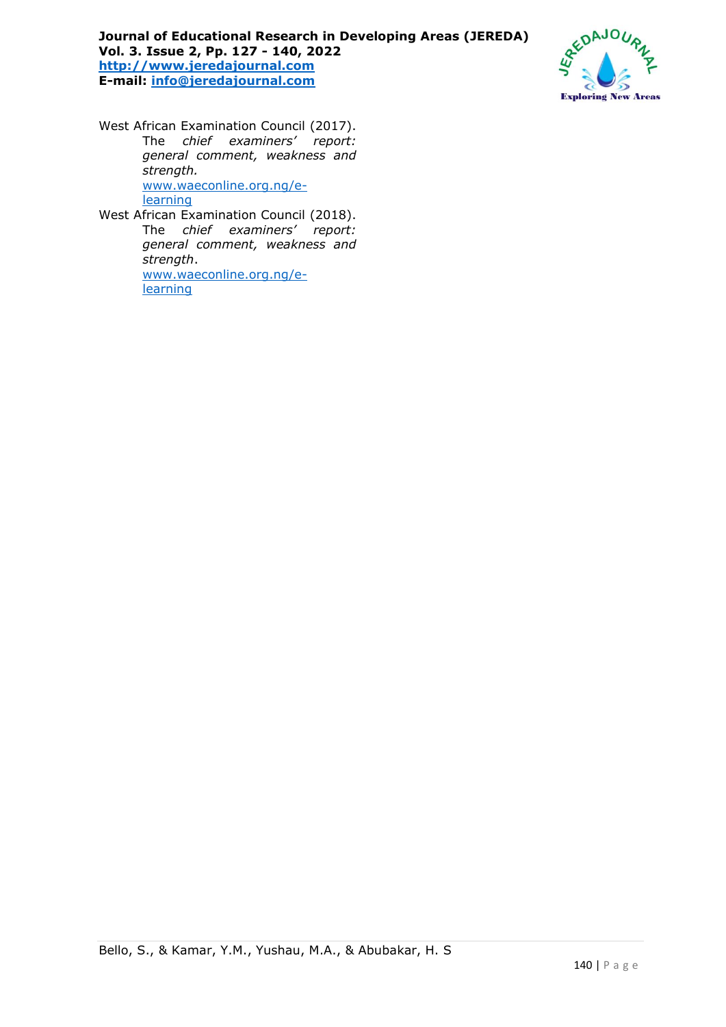West African Examination Council (2017). The *chief examiners' report: general comment, weakness and strength.* www.waeconline.org.ng/e-learning

West African Examination Council (2018). The *chief examiners' report: general comment, weakness and strength*. www.waeconline.org.ng/e-learning